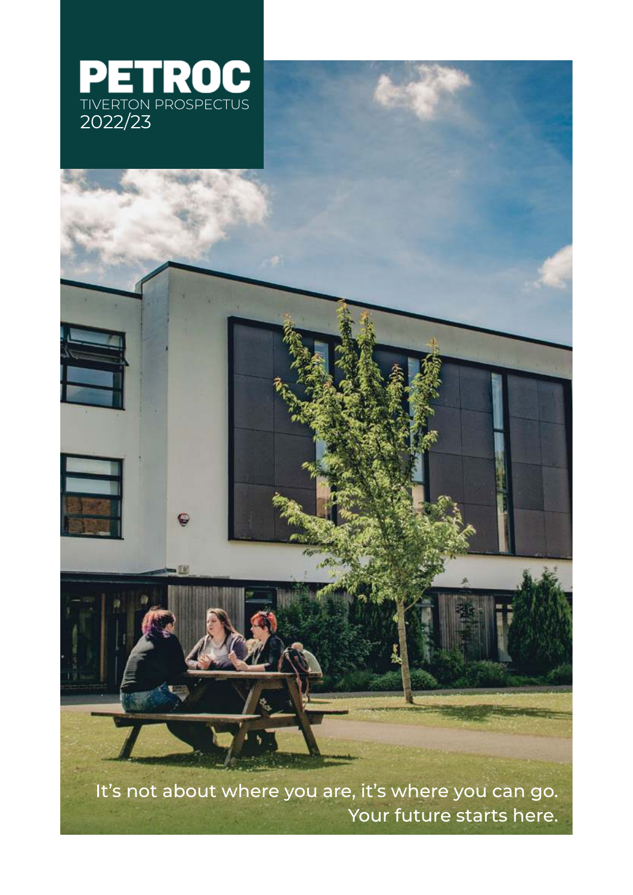# PETROC

TIVERTON PROSPECTUS

2022/23

It's not about where you are, it's where you can go.

Your future starts here.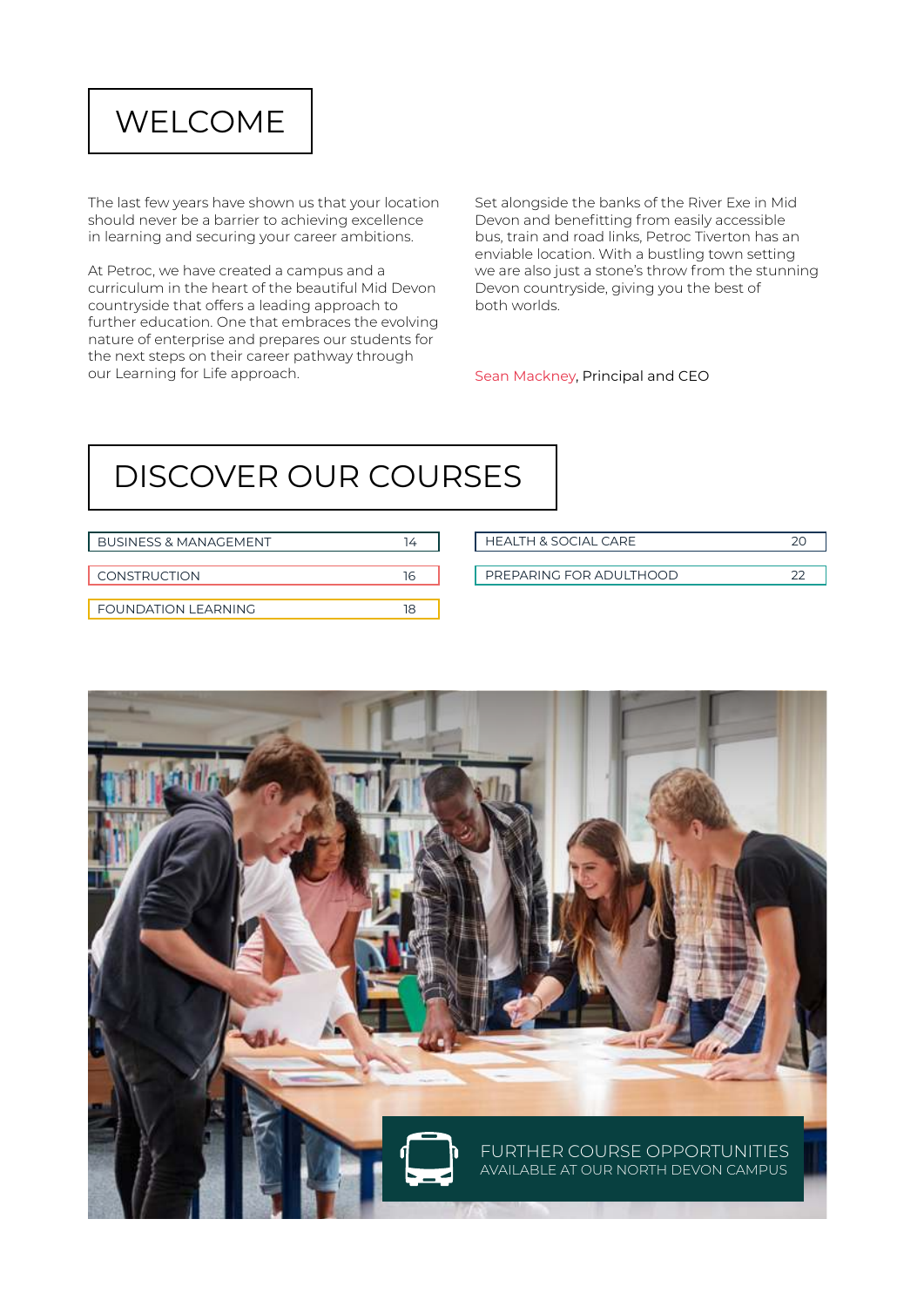# WELCOME

The last few years have shown us that your location should never be a barrier to achieving excellence in learning and securing your career ambitions.

At Petroc, we have created a campus and a curriculum in the heart of the beautiful Mid Devon countryside that offers a leading approach to further education. One that embraces the evolving nature of enterprise and prepares our students for the next steps on their career pathway through our Learning for Life approach.

Set alongside the banks of the River Exe in Mid Devon and benefitting from easily accessible bus, train and road links, Petroc Tiverton has an enviable location. With a bustling town setting we are also just a stone's throw from the stunning Devon countryside, giving you the best of both worlds.

Sean Mackney, Principal and CEO

# DISCOVER OUR COURSES

| Course | Page |
|---|---|
| BUSINESS & MANAGEMENT | 14 |
| CONSTRUCTION | 16 |
| FOUNDATION LEARNING | 18 |
| HEALTH & SOCIAL CARE | 20 |
| PREPARING FOR ADULTHOOD | 22 |

FURTHER COURSE OPPORTUNITIES
AVAILABLE AT OUR NORTH DEVON CAMPUS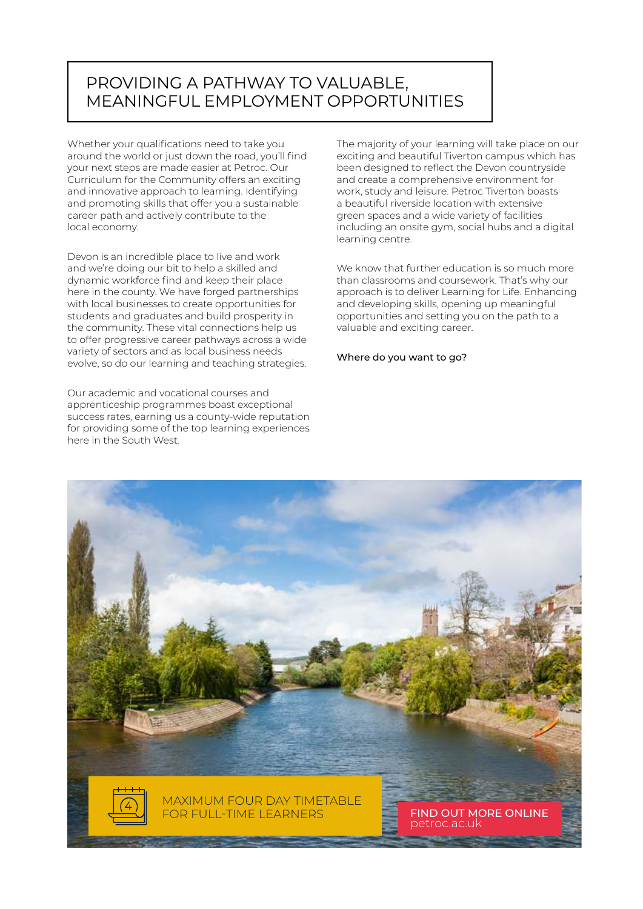# PROVIDING A PATHWAY TO VALUABLE, MEANINGFUL EMPLOYMENT OPPORTUNITIES

Whether your qualifications need to take you around the world or just down the road, you'll find your next steps are made easier at Petroc. Our Curriculum for the Community offers an exciting and innovative approach to learning. Identifying and promoting skills that offer you a sustainable career path and actively contribute to the local economy.

Devon is an incredible place to live and work and we're doing our bit to help a skilled and dynamic workforce find and keep their place here in the county. We have forged partnerships with local businesses to create opportunities for students and graduates and build prosperity in the community. These vital connections help us to offer progressive career pathways across a wide variety of sectors and as local business needs evolve, so do our learning and teaching strategies.

Our academic and vocational courses and apprenticeship programmes boast exceptional success rates, earning us a county-wide reputation for providing some of the top learning experiences here in the South West.

The majority of your learning will take place on our exciting and beautiful Tiverton campus which has been designed to reflect the Devon countryside and create a comprehensive environment for work, study and leisure. Petroc Tiverton boasts a beautiful riverside location with extensive green spaces and a wide variety of facilities including an onsite gym, social hubs and a digital learning centre.

We know that further education is so much more than classrooms and coursework. That's why our approach is to deliver Learning for Life. Enhancing and developing skills, opening up meaningful opportunities and setting you on the path to a valuable and exciting career.

Where do you want to go?

MAXIMUM FOUR DAY TIMETABLE FOR FULL-TIME LEARNERS

**FIND OUT MORE ONLINE**
petroc.ac.uk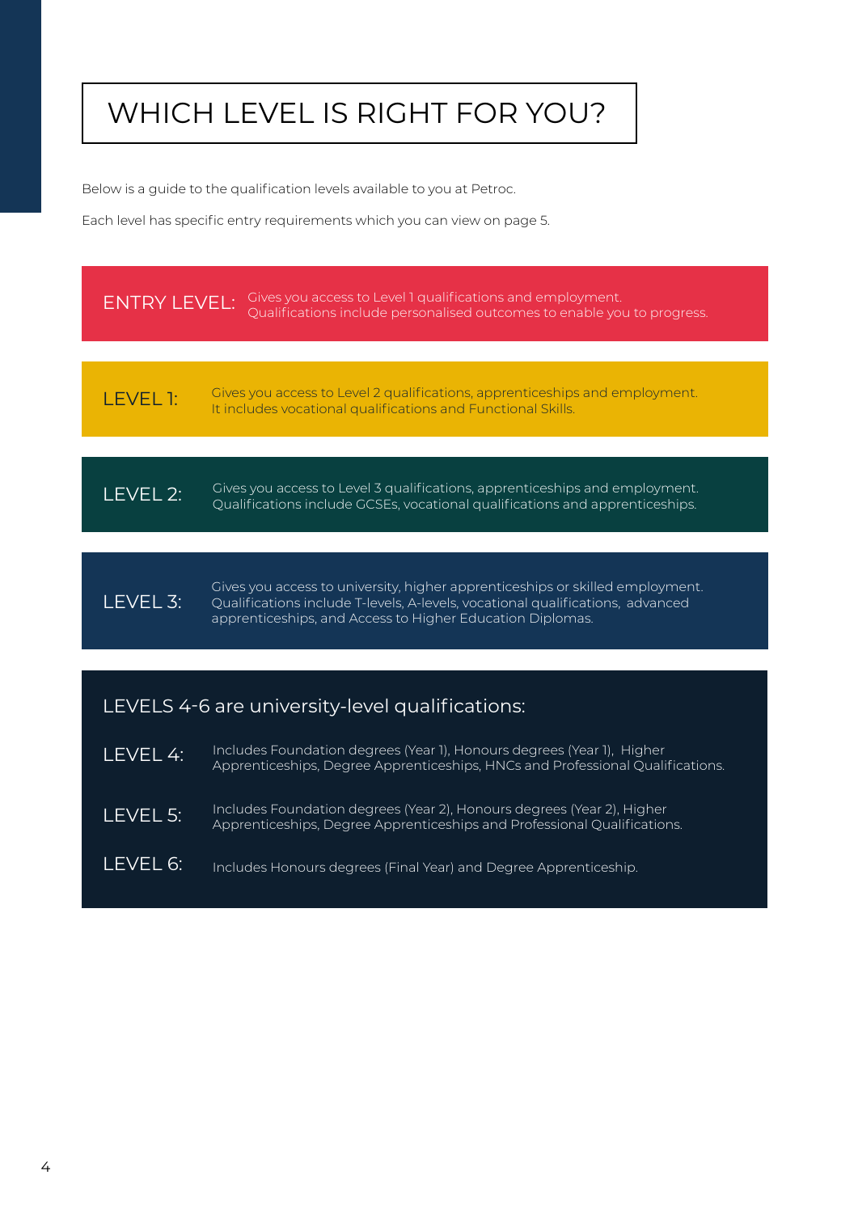# WHICH LEVEL IS RIGHT FOR YOU?

Below is a guide to the qualification levels available to you at Petroc.

Each level has specific entry requirements which you can view on page 5.

**ENTRY LEVEL:** Gives you access to Level 1 qualifications and employment. Qualifications include personalised outcomes to enable you to progress.

**LEVEL 1:** Gives you access to Level 2 qualifications, apprenticeships and employment. It includes vocational qualifications and Functional Skills.

**LEVEL 2:** Gives you access to Level 3 qualifications, apprenticeships and employment. Qualifications include GCSEs, vocational qualifications and apprenticeships.

**LEVEL 3:** Gives you access to university, higher apprenticeships or skilled employment. Qualifications include T-levels, A-levels, vocational qualifications, advanced apprenticeships, and Access to Higher Education Diplomas.

## LEVELS 4-6 are university-level qualifications:

**LEVEL 4:** Includes Foundation degrees (Year 1), Honours degrees (Year 1), Higher Apprenticeships, Degree Apprenticeships, HNCs and Professional Qualifications.

**LEVEL 5:** Includes Foundation degrees (Year 2), Honours degrees (Year 2), Higher Apprenticeships, Degree Apprenticeships and Professional Qualifications.

**LEVEL 6:** Includes Honours degrees (Final Year) and Degree Apprenticeship.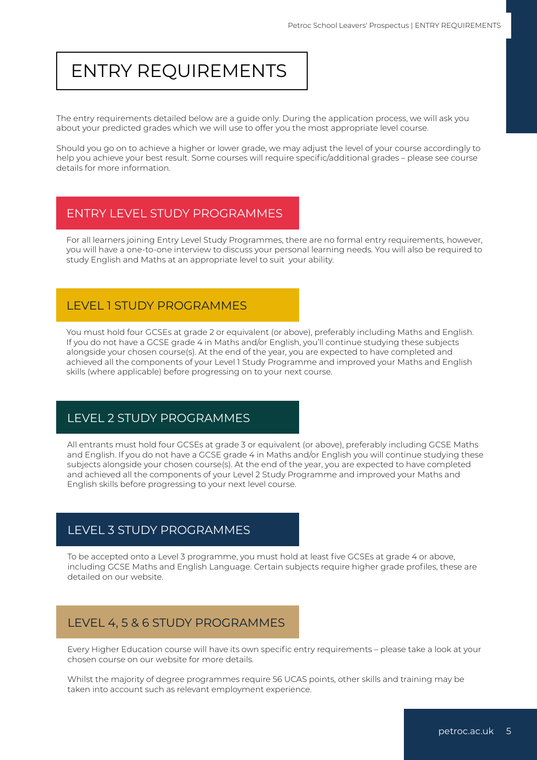# ENTRY REQUIREMENTS

The entry requirements detailed below are a guide only. During the application process, we will ask you about your predicted grades which we will use to offer you the most appropriate level course.

Should you go on to achieve a higher or lower grade, we may adjust the level of your course accordingly to help you achieve your best result. Some courses will require specific/additional grades – please see course details for more information.

## ENTRY LEVEL STUDY PROGRAMMES

For all learners joining Entry Level Study Programmes, there are no formal entry requirements, however, you will have a one-to-one interview to discuss your personal learning needs. You will also be required to study English and Maths at an appropriate level to suit your ability.

## LEVEL 1 STUDY PROGRAMMES

You must hold four GCSEs at grade 2 or equivalent (or above), preferably including Maths and English. If you do not have a GCSE grade 4 in Maths and/or English, you'll continue studying these subjects alongside your chosen course(s). At the end of the year, you are expected to have completed and achieved all the components of your Level 1 Study Programme and improved your Maths and English skills (where applicable) before progressing on to your next course.

## LEVEL 2 STUDY PROGRAMMES

All entrants must hold four GCSEs at grade 3 or equivalent (or above), preferably including GCSE Maths and English. If you do not have a GCSE grade 4 in Maths and/or English you will continue studying these subjects alongside your chosen course(s). At the end of the year, you are expected to have completed and achieved all the components of your Level 2 Study Programme and improved your Maths and English skills before progressing to your next level course.

## LEVEL 3 STUDY PROGRAMMES

To be accepted onto a Level 3 programme, you must hold at least five GCSEs at grade 4 or above, including GCSE Maths and English Language. Certain subjects require higher grade profiles, these are detailed on our website.

## LEVEL 4, 5 & 6 STUDY PROGRAMMES

Every Higher Education course will have its own specific entry requirements – please take a look at your chosen course on our website for more details.

Whilst the majority of degree programmes require 56 UCAS points, other skills and training may be taken into account such as relevant employment experience.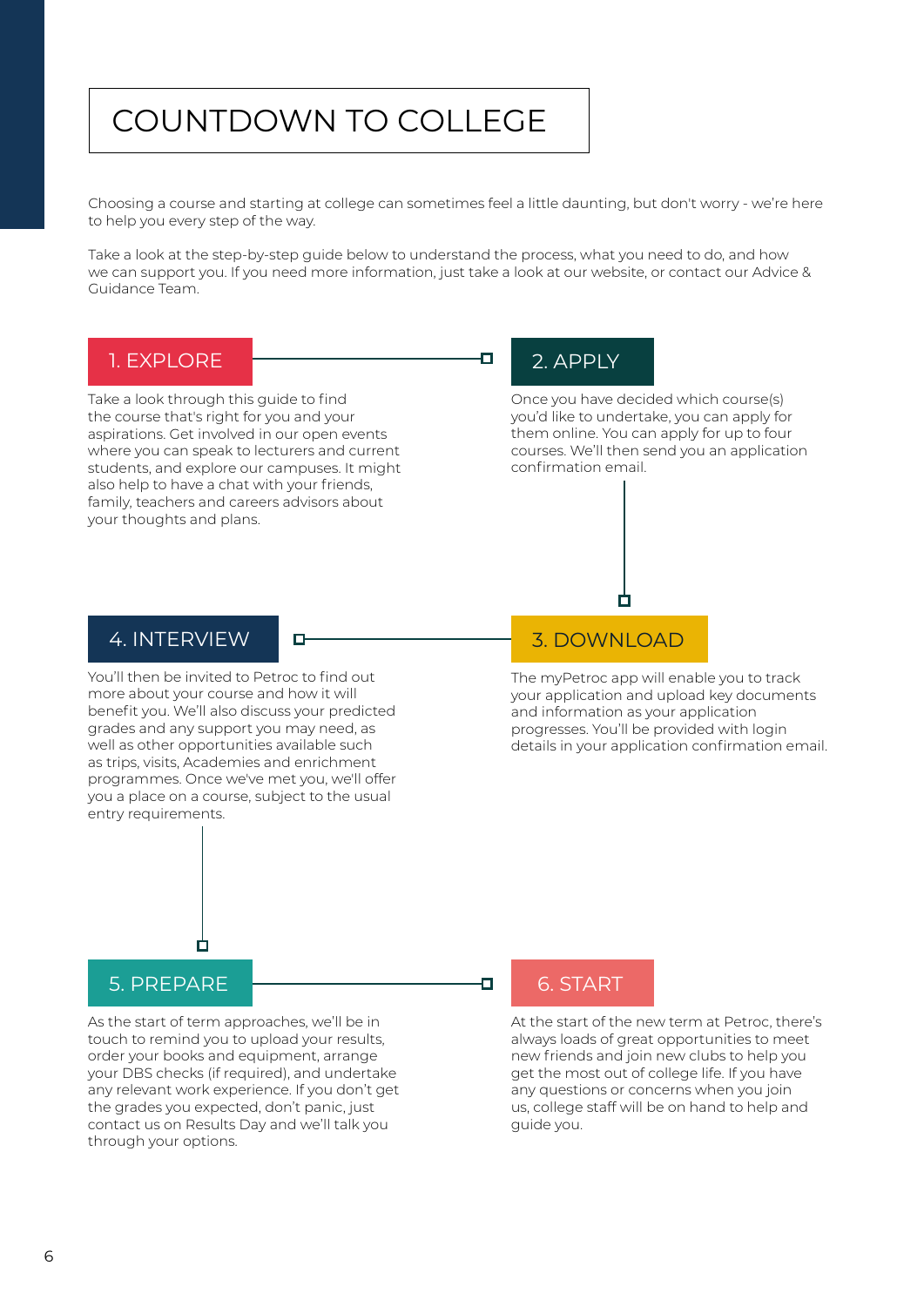# COUNTDOWN TO COLLEGE

Choosing a course and starting at college can sometimes feel a little daunting, but don't worry - we're here to help you every step of the way.

Take a look at the step-by-step guide below to understand the process, what you need to do, and how we can support you. If you need more information, just take a look at our website, or contact our Advice & Guidance Team.

## 1. EXPLORE

Take a look through this guide to find the course that's right for you and your aspirations. Get involved in our open events where you can speak to lecturers and current students, and explore our campuses. It might also help to have a chat with your friends, family, teachers and careers advisors about your thoughts and plans.

## 2. APPLY

Once you have decided which course(s) you'd like to undertake, you can apply for them online. You can apply for up to four courses. We'll then send you an application confirmation email.

## 3. DOWNLOAD

The myPetroc app will enable you to track your application and upload key documents and information as your application progresses. You'll be provided with login details in your application confirmation email.

## 4. INTERVIEW

You'll then be invited to Petroc to find out more about your course and how it will benefit you. We'll also discuss your predicted grades and any support you may need, as well as other opportunities available such as trips, visits, Academies and enrichment programmes. Once we've met you, we'll offer you a place on a course, subject to the usual entry requirements.

## 5. PREPARE

As the start of term approaches, we'll be in touch to remind you to upload your results, order your books and equipment, arrange your DBS checks (if required), and undertake any relevant work experience. If you don't get the grades you expected, don't panic, just contact us on Results Day and we'll talk you through your options.

## 6. START

At the start of the new term at Petroc, there's always loads of great opportunities to meet new friends and join new clubs to help you get the most out of college life. If you have any questions or concerns when you join us, college staff will be on hand to help and guide you.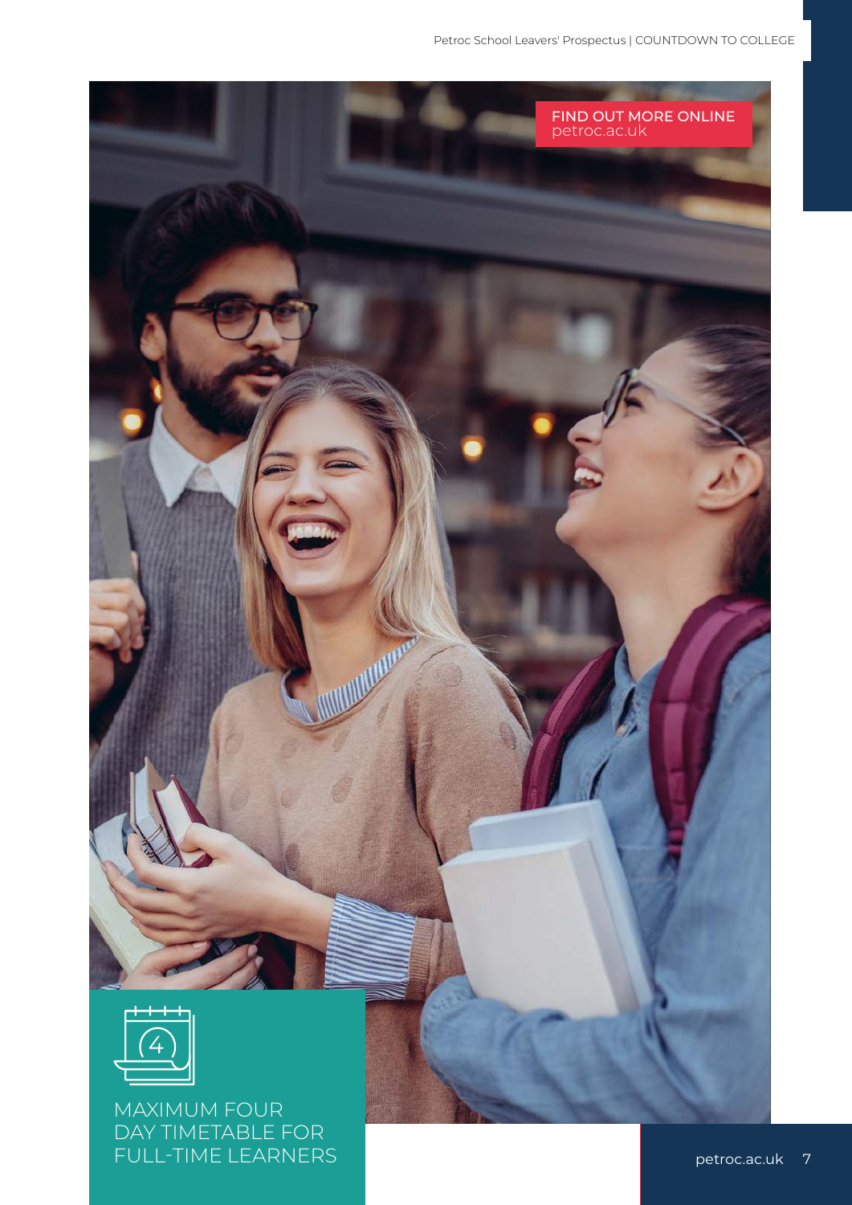FIND OUT MORE ONLINE
petroc.ac.uk

MAXIMUM FOUR DAY TIMETABLE FOR FULL-TIME LEARNERS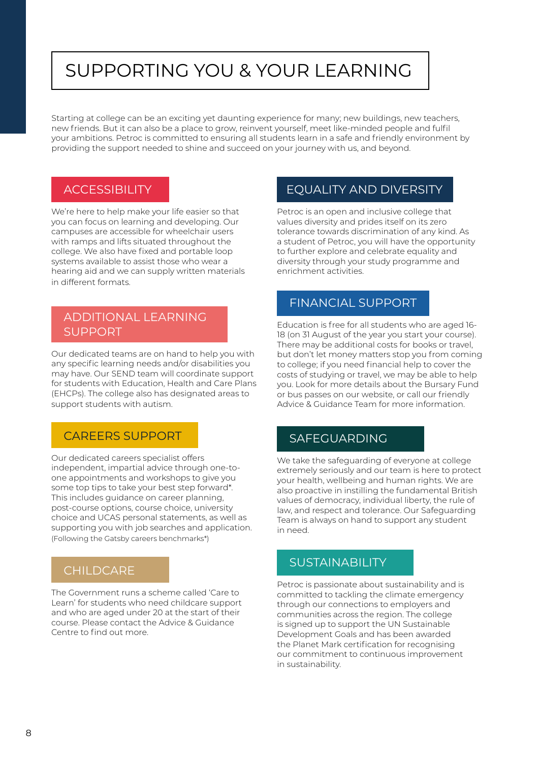# SUPPORTING YOU & YOUR LEARNING

Starting at college can be an exciting yet daunting experience for many; new buildings, new teachers, new friends. But it can also be a place to grow, reinvent yourself, meet like-minded people and fulfil your ambitions. Petroc is committed to ensuring all students learn in a safe and friendly environment by providing the support needed to shine and succeed on your journey with us, and beyond.

## ACCESSIBILITY

We're here to help make your life easier so that you can focus on learning and developing. Our campuses are accessible for wheelchair users with ramps and lifts situated throughout the college. We also have fixed and portable loop systems available to assist those who wear a hearing aid and we can supply written materials in different formats.

## ADDITIONAL LEARNING SUPPORT

Our dedicated teams are on hand to help you with any specific learning needs and/or disabilities you may have. Our SEND team will coordinate support for students with Education, Health and Care Plans (EHCPs). The college also has designated areas to support students with autism.

## CAREERS SUPPORT

Our dedicated careers specialist offers independent, impartial advice through one-to-one appointments and workshops to give you some top tips to take your best step forward*. This includes guidance on career planning, post-course options, course choice, university choice and UCAS personal statements, as well as supporting you with job searches and application. (Following the Gatsby careers benchmarks*)

## CHILDCARE

The Government runs a scheme called 'Care to Learn' for students who need childcare support and who are aged under 20 at the start of their course. Please contact the Advice & Guidance Centre to find out more.

## EQUALITY AND DIVERSITY

Petroc is an open and inclusive college that values diversity and prides itself on its zero tolerance towards discrimination of any kind. As a student of Petroc, you will have the opportunity to further explore and celebrate equality and diversity through your study programme and enrichment activities.

## FINANCIAL SUPPORT

Education is free for all students who are aged 16-18 (on 31 August of the year you start your course). There may be additional costs for books or travel, but don't let money matters stop you from coming to college; if you need financial help to cover the costs of studying or travel, we may be able to help you. Look for more details about the Bursary Fund or bus passes on our website, or call our friendly Advice & Guidance Team for more information.

## SAFEGUARDING

We take the safeguarding of everyone at college extremely seriously and our team is here to protect your health, wellbeing and human rights. We are also proactive in instilling the fundamental British values of democracy, individual liberty, the rule of law, and respect and tolerance. Our Safeguarding Team is always on hand to support any student in need.

## SUSTAINABILITY

Petroc is passionate about sustainability and is committed to tackling the climate emergency through our connections to employers and communities across the region. The college is signed up to support the UN Sustainable Development Goals and has been awarded the Planet Mark certification for recognising our commitment to continuous improvement in sustainability.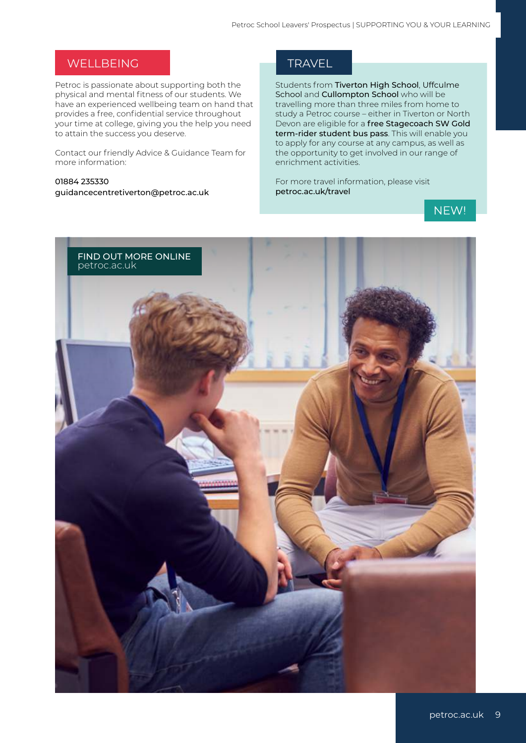## WELLBEING

Petroc is passionate about supporting both the physical and mental fitness of our students. We have an experienced wellbeing team on hand that provides a free, confidential service throughout your time at college, giving you the help you need to attain the success you deserve.

Contact our friendly Advice & Guidance Team for more information:

01884 235330
guidancecentretiverton@petroc.ac.uk

## TRAVEL

Students from **Tiverton High School**, **Uffculme School** and **Cullompton School** who will be travelling more than three miles from home to study a Petroc course – either in Tiverton or North Devon are eligible for a **free Stagecoach SW Gold term-rider student bus pass**. This will enable you to apply for any course at any campus, as well as the opportunity to get involved in our range of enrichment activities.

For more travel information, please visit **petroc.ac.uk/travel**

NEW!

FIND OUT MORE ONLINE
petroc.ac.uk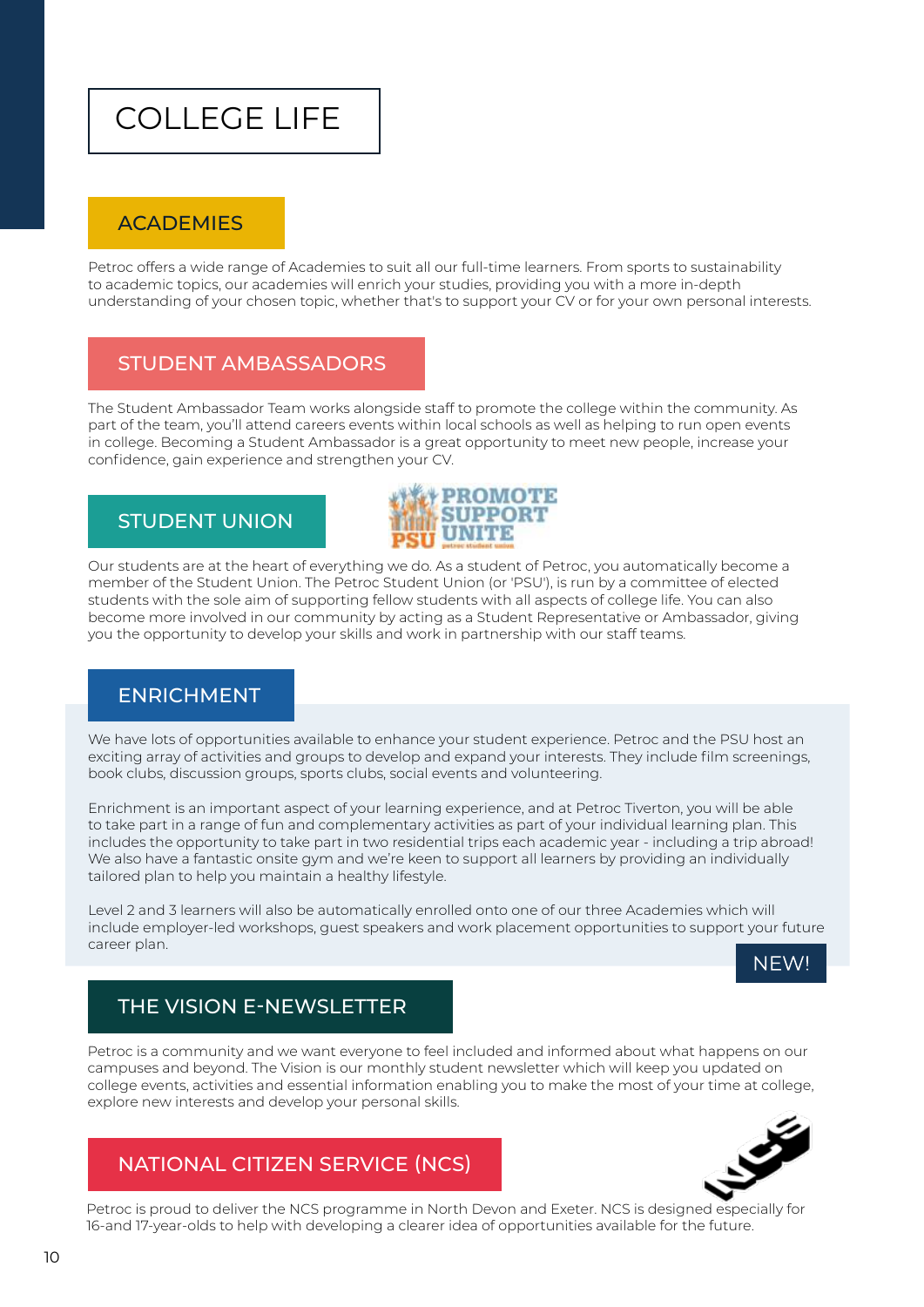# COLLEGE LIFE

## ACADEMIES

Petroc offers a wide range of Academies to suit all our full-time learners. From sports to sustainability to academic topics, our academies will enrich your studies, providing you with a more in-depth understanding of your chosen topic, whether that's to support your CV or for your own personal interests.

## STUDENT AMBASSADORS

The Student Ambassador Team works alongside staff to promote the college within the community. As part of the team, you'll attend careers events within local schools as well as helping to run open events in college. Becoming a Student Ambassador is a great opportunity to meet new people, increase your confidence, gain experience and strengthen your CV.

## STUDENT UNION

Our students are at the heart of everything we do. As a student of Petroc, you automatically become a member of the Student Union. The Petroc Student Union (or 'PSU'), is run by a committee of elected students with the sole aim of supporting fellow students with all aspects of college life. You can also become more involved in our community by acting as a Student Representative or Ambassador, giving you the opportunity to develop your skills and work in partnership with our staff teams.

## ENRICHMENT

We have lots of opportunities available to enhance your student experience. Petroc and the PSU host an exciting array of activities and groups to develop and expand your interests. They include film screenings, book clubs, discussion groups, sports clubs, social events and volunteering.

Enrichment is an important aspect of your learning experience, and at Petroc Tiverton, you will be able to take part in a range of fun and complementary activities as part of your individual learning plan. This includes the opportunity to take part in two residential trips each academic year - including a trip abroad! We also have a fantastic onsite gym and we're keen to support all learners by providing an individually tailored plan to help you maintain a healthy lifestyle.

Level 2 and 3 learners will also be automatically enrolled onto one of our three Academies which will include employer-led workshops, guest speakers and work placement opportunities to support your future career plan.

NEW!

## THE VISION E-NEWSLETTER

Petroc is a community and we want everyone to feel included and informed about what happens on our campuses and beyond. The Vision is our monthly student newsletter which will keep you updated on college events, activities and essential information enabling you to make the most of your time at college, explore new interests and develop your personal skills.

## NATIONAL CITIZEN SERVICE (NCS)

Petroc is proud to deliver the NCS programme in North Devon and Exeter. NCS is designed especially for 16-and 17-year-olds to help with developing a clearer idea of opportunities available for the future.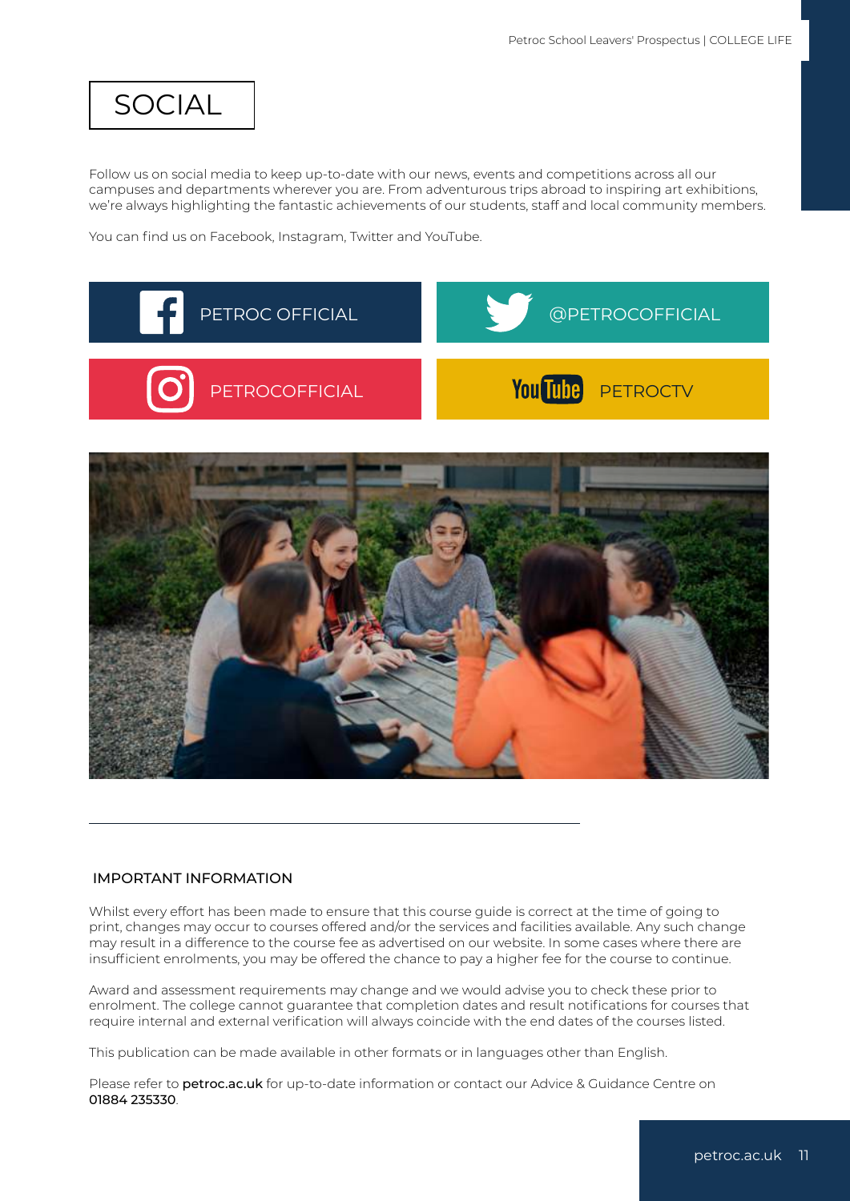# SOCIAL

Follow us on social media to keep up-to-date with our news, events and competitions across all our campuses and departments wherever you are. From adventurous trips abroad to inspiring art exhibitions, we're always highlighting the fantastic achievements of our students, staff and local community members.

You can find us on Facebook, Instagram, Twitter and YouTube.

- Facebook: PETROC OFFICIAL
- Twitter: @PETROCOFFICIAL
- Instagram: PETROCOFFICIAL
- YouTube: PETROCTV

## IMPORTANT INFORMATION

Whilst every effort has been made to ensure that this course guide is correct at the time of going to print, changes may occur to courses offered and/or the services and facilities available. Any such change may result in a difference to the course fee as advertised on our website. In some cases where there are insufficient enrolments, you may be offered the chance to pay a higher fee for the course to continue.

Award and assessment requirements may change and we would advise you to check these prior to enrolment. The college cannot guarantee that completion dates and result notifications for courses that require internal and external verification will always coincide with the end dates of the courses listed.

This publication can be made available in other formats or in languages other than English.

Please refer to **petroc.ac.uk** for up-to-date information or contact our Advice & Guidance Centre on **01884 235330**.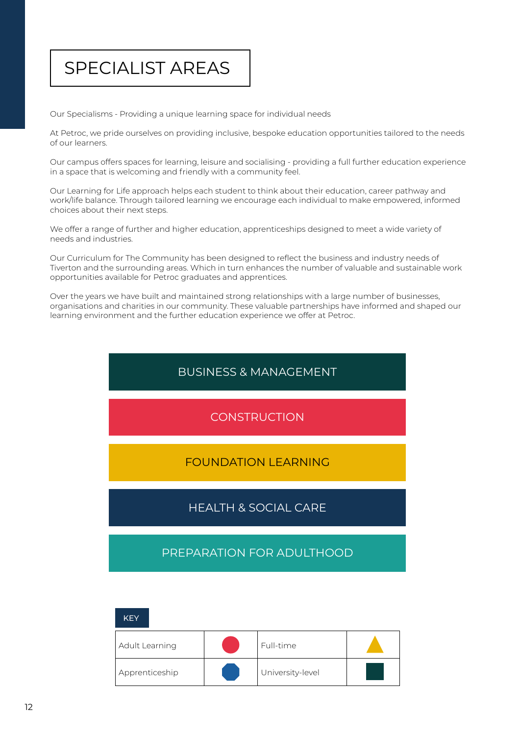# SPECIALIST AREAS

Our Specialisms - Providing a unique learning space for individual needs

At Petroc, we pride ourselves on providing inclusive, bespoke education opportunities tailored to the needs of our learners.

Our campus offers spaces for learning, leisure and socialising - providing a full further education experience in a space that is welcoming and friendly with a community feel.

Our Learning for Life approach helps each student to think about their education, career pathway and work/life balance. Through tailored learning we encourage each individual to make empowered, informed choices about their next steps.

We offer a range of further and higher education, apprenticeships designed to meet a wide variety of needs and industries.

Our Curriculum for The Community has been designed to reflect the business and industry needs of Tiverton and the surrounding areas. Which in turn enhances the number of valuable and sustainable work opportunities available for Petroc graduates and apprentices.

Over the years we have built and maintained strong relationships with a large number of businesses, organisations and charities in our community. These valuable partnerships have informed and shaped our learning environment and the further education experience we offer at Petroc.

- BUSINESS & MANAGEMENT
- CONSTRUCTION
- FOUNDATION LEARNING
- HEALTH & SOCIAL CARE
- PREPARATION FOR ADULTHOOD

**KEY**

| | | | |
|---|---|---|---|
| Adult Learning | ● (red circle) | Full-time | ▲ (yellow triangle) |
| Apprenticeship | ⬢ (blue octagon) | University-level | ■ (dark green square) |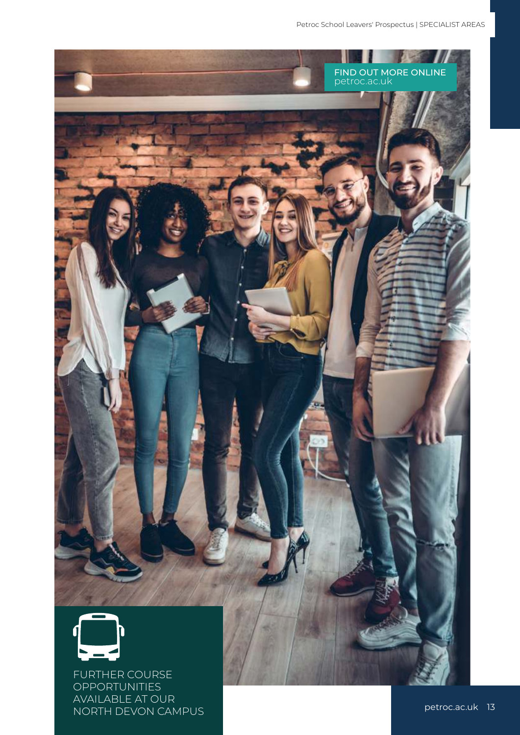FIND OUT MORE ONLINE
petroc.ac.uk

FURTHER COURSE OPPORTUNITIES AVAILABLE AT OUR NORTH DEVON CAMPUS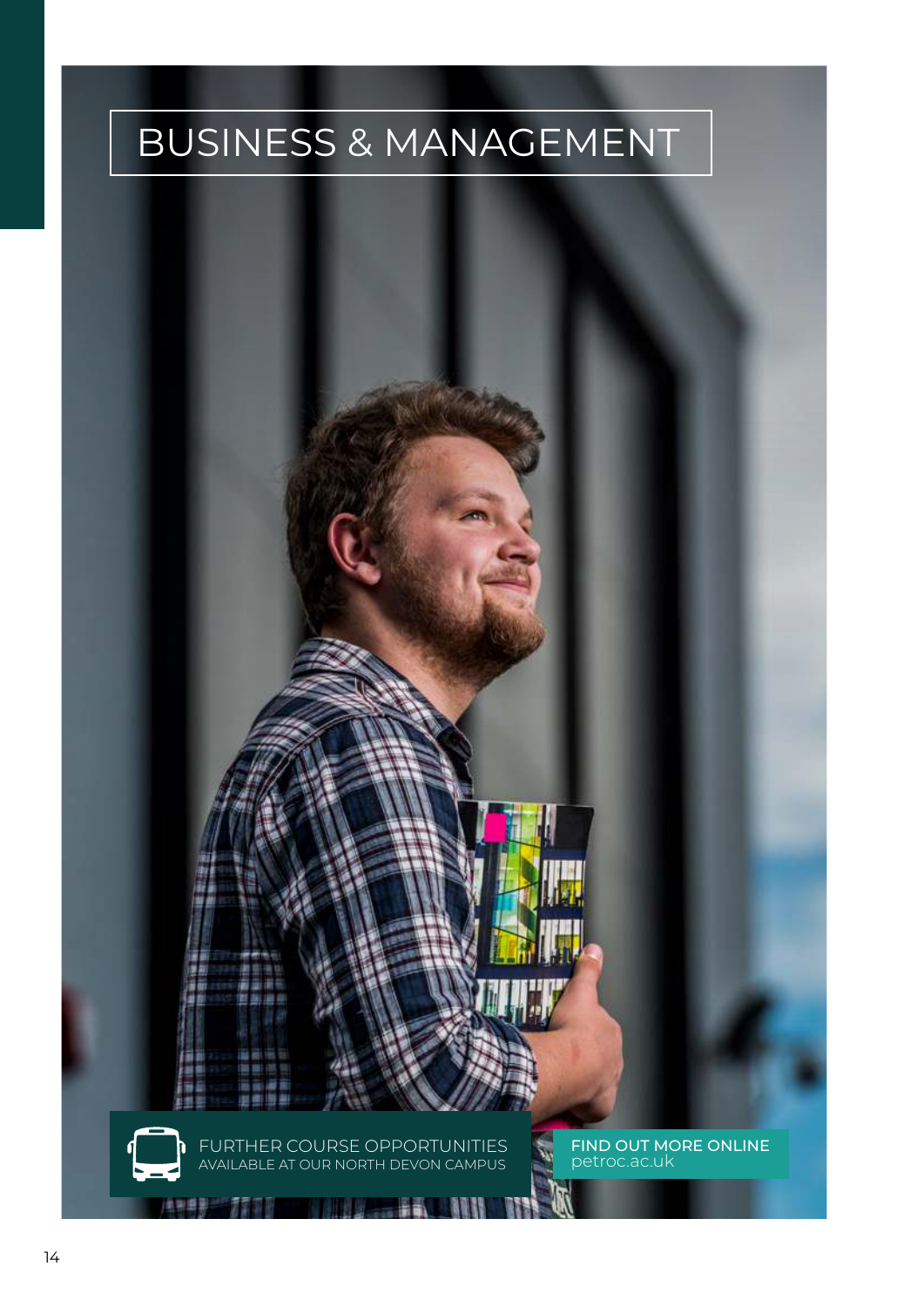# BUSINESS & MANAGEMENT

FURTHER COURSE OPPORTUNITIES
AVAILABLE AT OUR NORTH DEVON CAMPUS

FIND OUT MORE ONLINE
petroc.ac.uk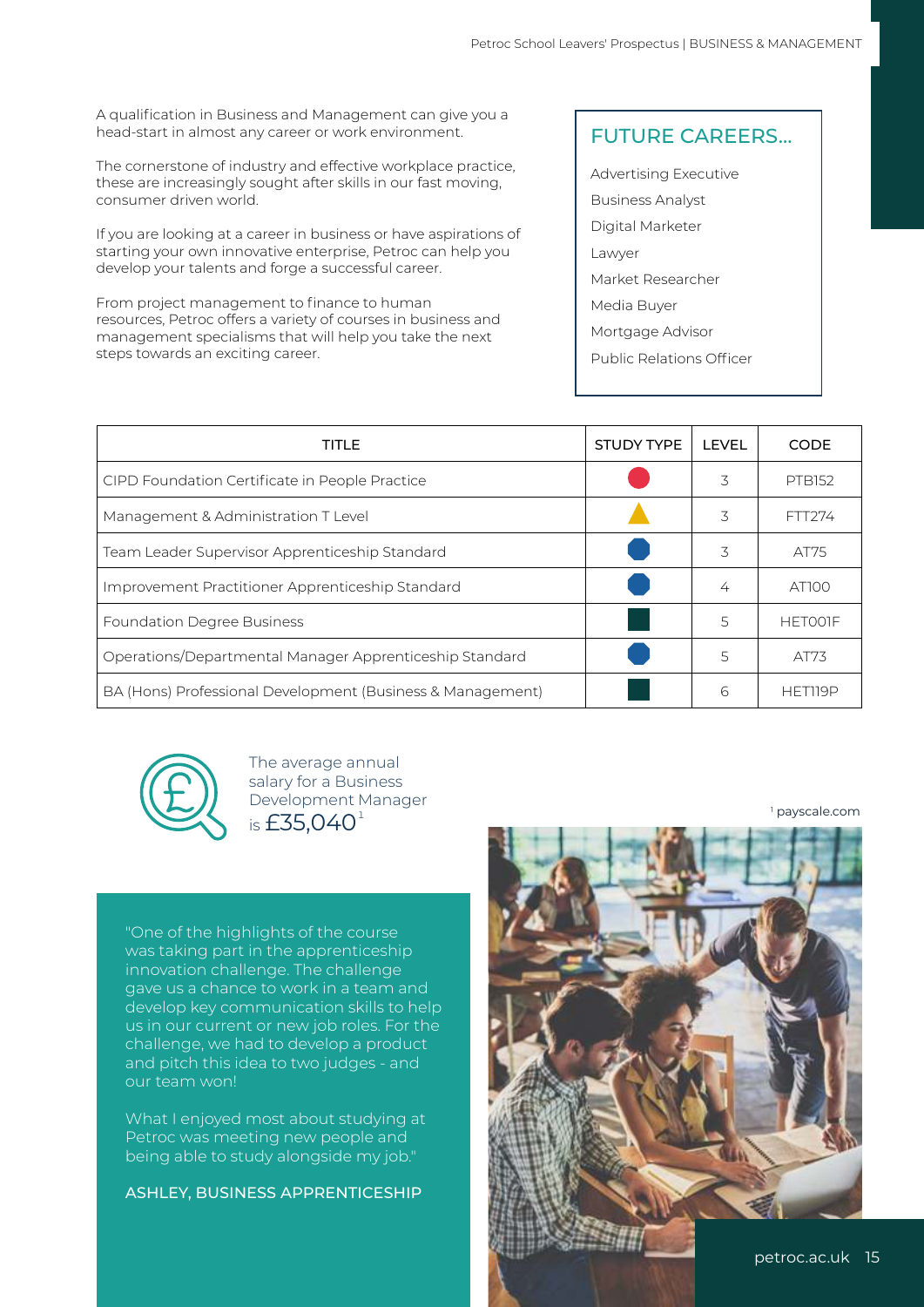A qualification in Business and Management can give you a head-start in almost any career or work environment.

The cornerstone of industry and effective workplace practice, these are increasingly sought after skills in our fast moving, consumer driven world.

If you are looking at a career in business or have aspirations of starting your own innovative enterprise, Petroc can help you develop your talents and forge a successful career.

From project management to finance to human resources, Petroc offers a variety of courses in business and management specialisms that will help you take the next steps towards an exciting career.

## FUTURE CAREERS...

- Advertising Executive
- Business Analyst
- Digital Marketer
- Lawyer
- Market Researcher
- Media Buyer
- Mortgage Advisor
- Public Relations Officer

| TITLE | STUDY TYPE | LEVEL | CODE |
|---|---|---|---|
| CIPD Foundation Certificate in People Practice | ● | 3 | PTB152 |
| Management & Administration T Level | ▲ | 3 | FTT274 |
| Team Leader Supervisor Apprenticeship Standard | ⬢ | 3 | AT75 |
| Improvement Practitioner Apprenticeship Standard | ⬢ | 4 | AT100 |
| Foundation Degree Business | ■ | 5 | HET001F |
| Operations/Departmental Manager Apprenticeship Standard | ⬢ | 5 | AT73 |
| BA (Hons) Professional Development (Business & Management) | ■ | 6 | HET119P |

The average annual salary for a Business Development Manager is £35,040[1]

[1] payscale.com

"One of the highlights of the course was taking part in the apprenticeship innovation challenge. The challenge gave us a chance to work in a team and develop key communication skills to help us in our current or new job roles. For the challenge, we had to develop a product and pitch this idea to two judges - and our team won!

What I enjoyed most about studying at Petroc was meeting new people and being able to study alongside my job."

**ASHLEY, BUSINESS APPRENTICESHIP**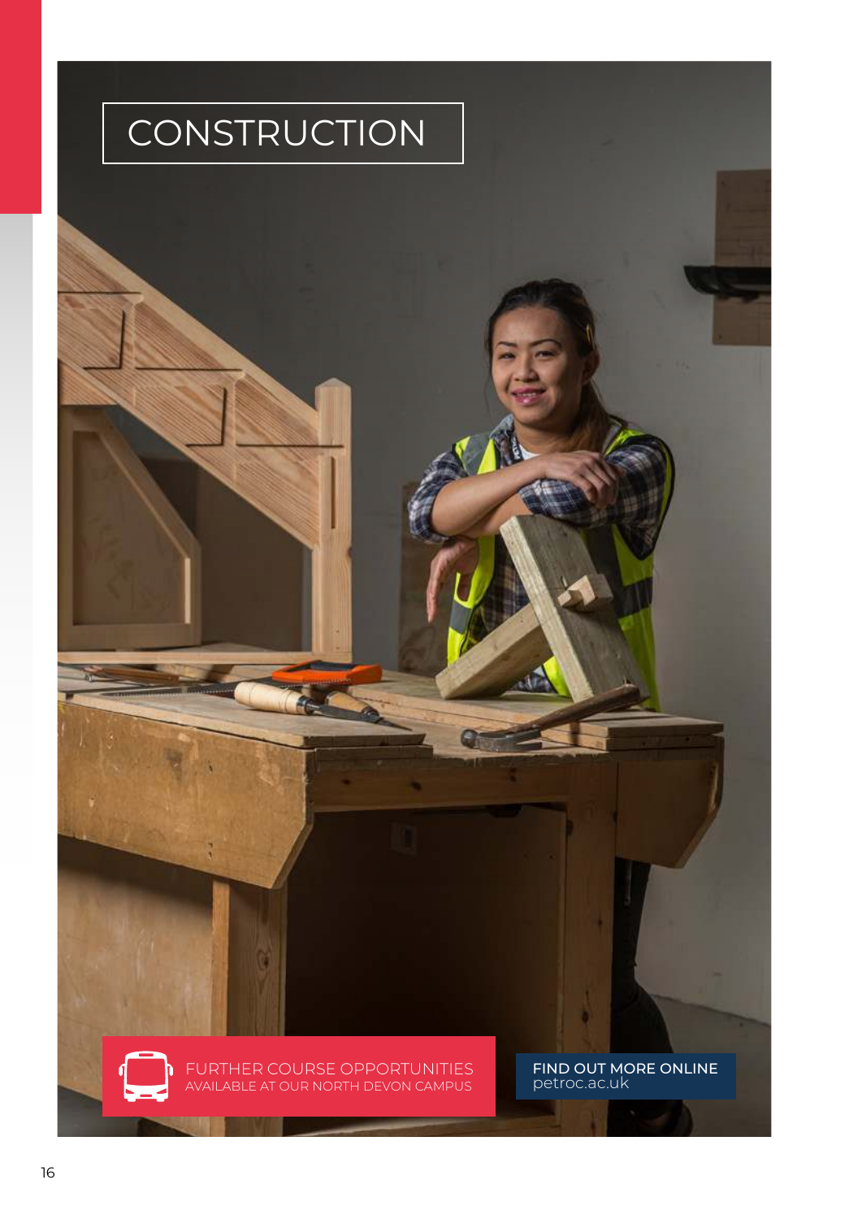# CONSTRUCTION

FURTHER COURSE OPPORTUNITIES
AVAILABLE AT OUR NORTH DEVON CAMPUS

FIND OUT MORE ONLINE
petroc.ac.uk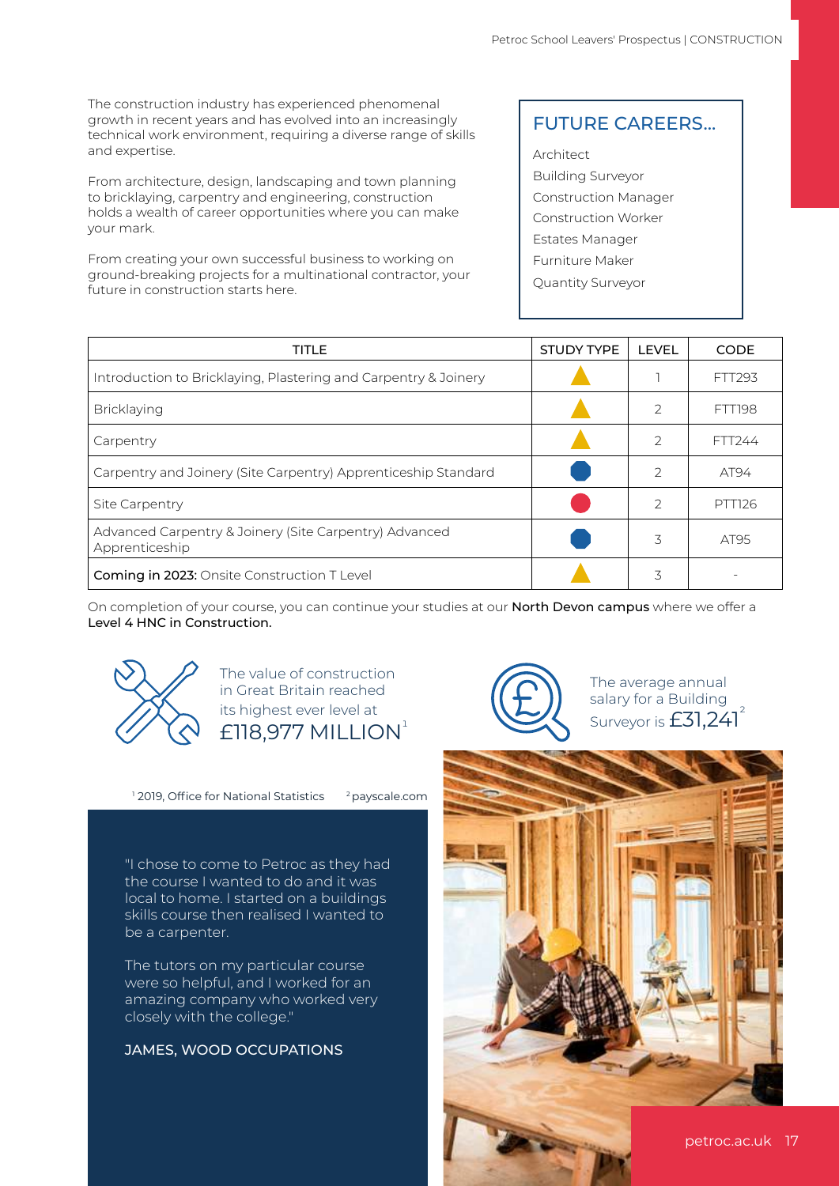The construction industry has experienced phenomenal growth in recent years and has evolved into an increasingly technical work environment, requiring a diverse range of skills and expertise.

From architecture, design, landscaping and town planning to bricklaying, carpentry and engineering, construction holds a wealth of career opportunities where you can make your mark.

From creating your own successful business to working on ground-breaking projects for a multinational contractor, your future in construction starts here.

## FUTURE CAREERS...

- Architect
- Building Surveyor
- Construction Manager
- Construction Worker
- Estates Manager
- Furniture Maker
- Quantity Surveyor

| TITLE | STUDY TYPE | LEVEL | CODE |
|---|---|---|---|
| Introduction to Bricklaying, Plastering and Carpentry & Joinery | ▲ | 1 | FTT293 |
| Bricklaying | ▲ | 2 | FTT198 |
| Carpentry | ▲ | 2 | FTT244 |
| Carpentry and Joinery (Site Carpentry) Apprenticeship Standard | ⬢ | 2 | AT94 |
| Site Carpentry | ● | 2 | PTT126 |
| Advanced Carpentry & Joinery (Site Carpentry) Advanced Apprenticeship | ⬢ | 3 | AT95 |
| **Coming in 2023:** Onsite Construction T Level | ▲ | 3 | - |

On completion of your course, you can continue your studies at our **North Devon campus** where we offer a **Level 4 HNC in Construction.**

The value of construction in Great Britain reached its highest ever level at £118,977 MILLION[1]

The average annual salary for a Building Surveyor is £31,241[2]

[1] 2019, Office for National Statistics [2] payscale.com

"I chose to come to Petroc as they had the course I wanted to do and it was local to home. I started on a buildings skills course then realised I wanted to be a carpenter.

The tutors on my particular course were so helpful, and I worked for an amazing company who worked very closely with the college."

JAMES, WOOD OCCUPATIONS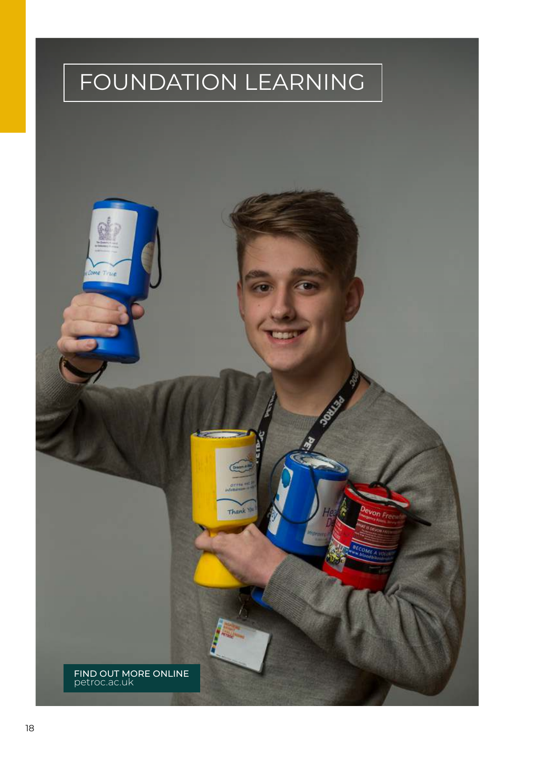# FOUNDATION LEARNING

FIND OUT MORE ONLINE
petroc.ac.uk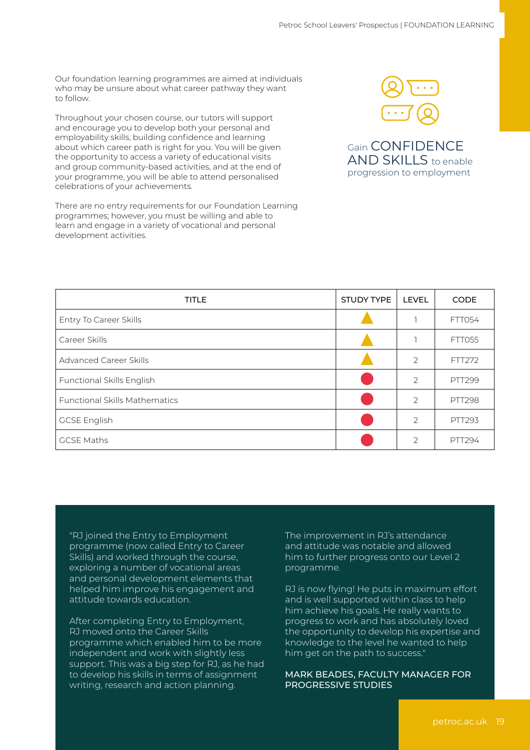Our foundation learning programmes are aimed at individuals who may be unsure about what career pathway they want to follow.

Throughout your chosen course, our tutors will support and encourage you to develop both your personal and employability skills, building confidence and learning about which career path is right for you. You will be given the opportunity to access a variety of educational visits and group community-based activities, and at the end of your programme, you will be able to attend personalised celebrations of your achievements.

There are no entry requirements for our Foundation Learning programmes; however, you must be willing and able to learn and engage in a variety of vocational and personal development activities.

Gain **CONFIDENCE AND SKILLS** to enable progression to employment

| TITLE | STUDY TYPE | LEVEL | CODE |
|---|---|---|---|
| Entry To Career Skills | ▲ | 1 | FTT054 |
| Career Skills | ▲ | 1 | FTT055 |
| Advanced Career Skills | ▲ | 2 | FTT272 |
| Functional Skills English | ● | 2 | PTT299 |
| Functional Skills Mathematics | ● | 2 | PTT298 |
| GCSE English | ● | 2 | PTT293 |
| GCSE Maths | ● | 2 | PTT294 |

"RJ joined the Entry to Employment programme (now called Entry to Career Skills) and worked through the course, exploring a number of vocational areas and personal development elements that helped him improve his engagement and attitude towards education.

After completing Entry to Employment, RJ moved onto the Career Skills programme which enabled him to be more independent and work with slightly less support. This was a big step for RJ, as he had to develop his skills in terms of assignment writing, research and action planning.

The improvement in RJ's attendance and attitude was notable and allowed him to further progress onto our Level 2 programme.

RJ is now flying! He puts in maximum effort and is well supported within class to help him achieve his goals. He really wants to progress to work and has absolutely loved the opportunity to develop his expertise and knowledge to the level he wanted to help him get on the path to success."

MARK BEADES, FACULTY MANAGER FOR PROGRESSIVE STUDIES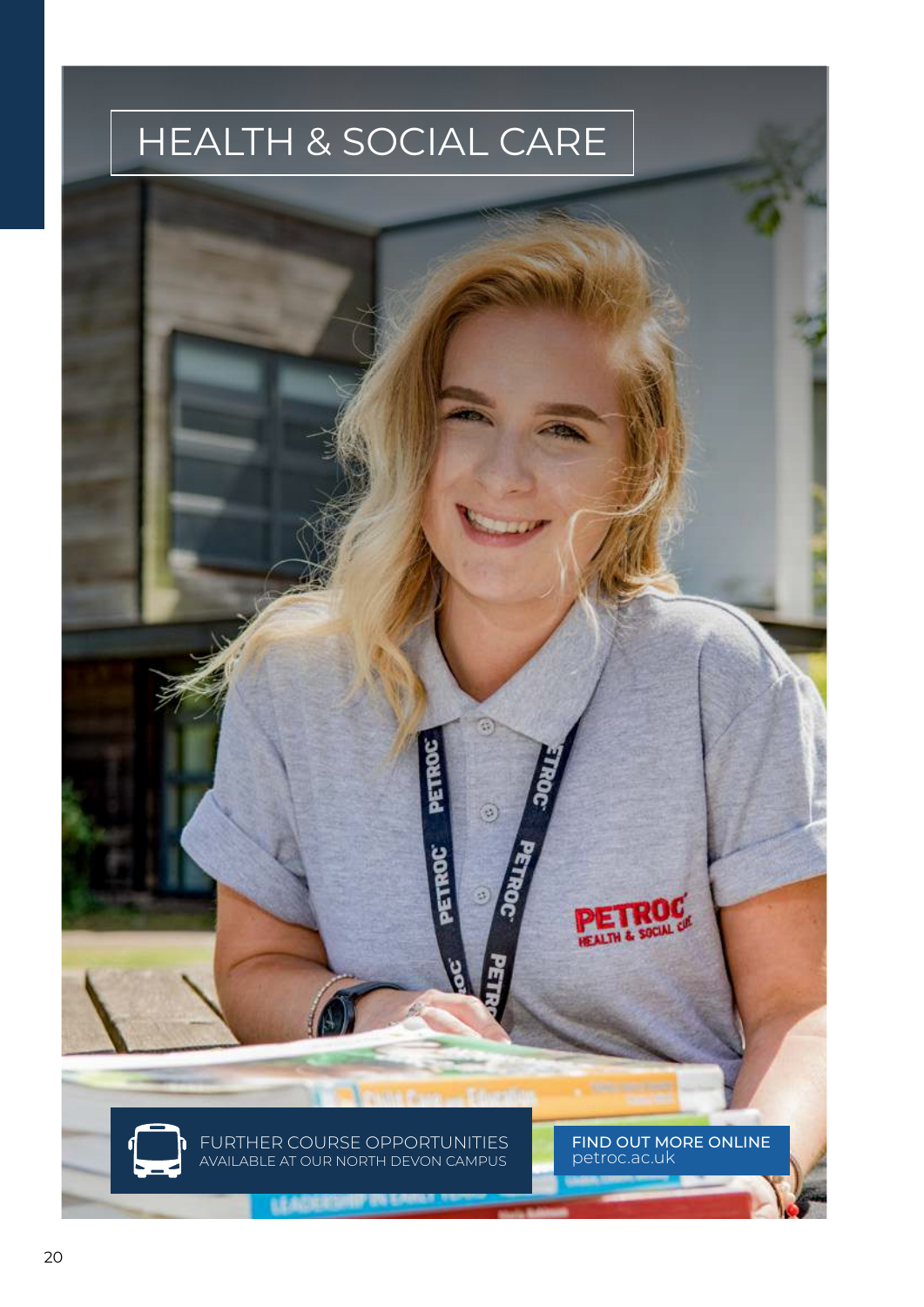# HEALTH & SOCIAL CARE

FURTHER COURSE OPPORTUNITIES
AVAILABLE AT OUR NORTH DEVON CAMPUS

FIND OUT MORE ONLINE
petroc.ac.uk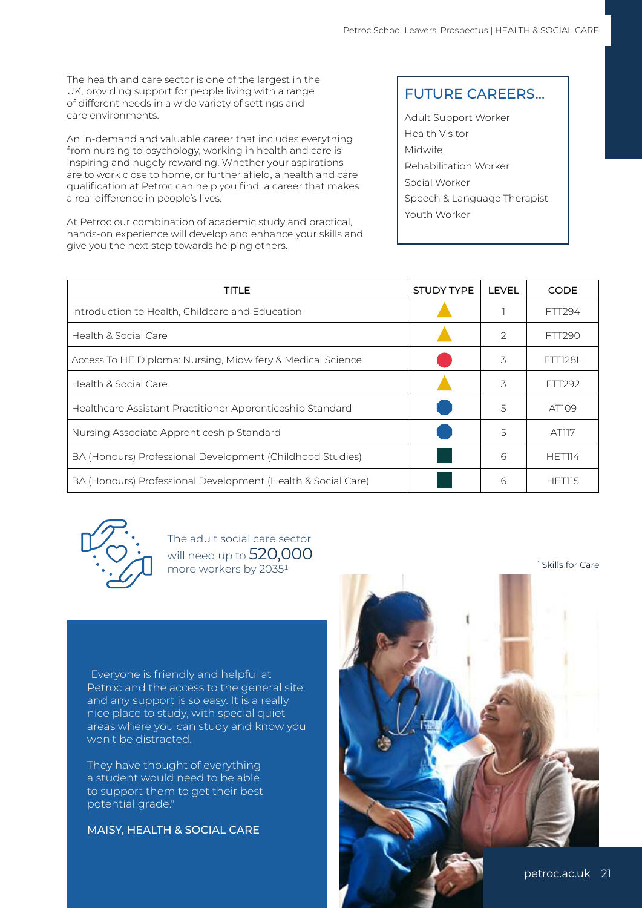The health and care sector is one of the largest in the UK, providing support for people living with a range of different needs in a wide variety of settings and care environments.

An in-demand and valuable career that includes everything from nursing to psychology, working in health and care is inspiring and hugely rewarding. Whether your aspirations are to work close to home, or further afield, a health and care qualification at Petroc can help you find a career that makes a real difference in people's lives.

At Petroc our combination of academic study and practical, hands-on experience will develop and enhance your skills and give you the next step towards helping others.

## FUTURE CAREERS...

- Adult Support Worker
- Health Visitor
- Midwife
- Rehabilitation Worker
- Social Worker
- Speech & Language Therapist
- Youth Worker

| TITLE | STUDY TYPE | LEVEL | CODE |
|---|---|---|---|
| Introduction to Health, Childcare and Education | ▲ | 1 | FTT294 |
| Health & Social Care | ▲ | 2 | FTT290 |
| Access To HE Diploma: Nursing, Midwifery & Medical Science | ● | 3 | FTT128L |
| Health & Social Care | ▲ | 3 | FTT292 |
| Healthcare Assistant Practitioner Apprenticeship Standard | ⬢ | 5 | AT109 |
| Nursing Associate Apprenticeship Standard | ⬢ | 5 | AT117 |
| BA (Honours) Professional Development (Childhood Studies) | ■ | 6 | HET114 |
| BA (Honours) Professional Development (Health & Social Care) | ■ | 6 | HET115 |

The adult social care sector will need up to **520,000** more workers by 2035[1]

[1] Skills for Care

"Everyone is friendly and helpful at Petroc and the access to the general site and any support is so easy. It is a really nice place to study, with special quiet areas where you can study and know you won't be distracted.

They have thought of everything a student would need to be able to support them to get their best potential grade."

MAISY, HEALTH & SOCIAL CARE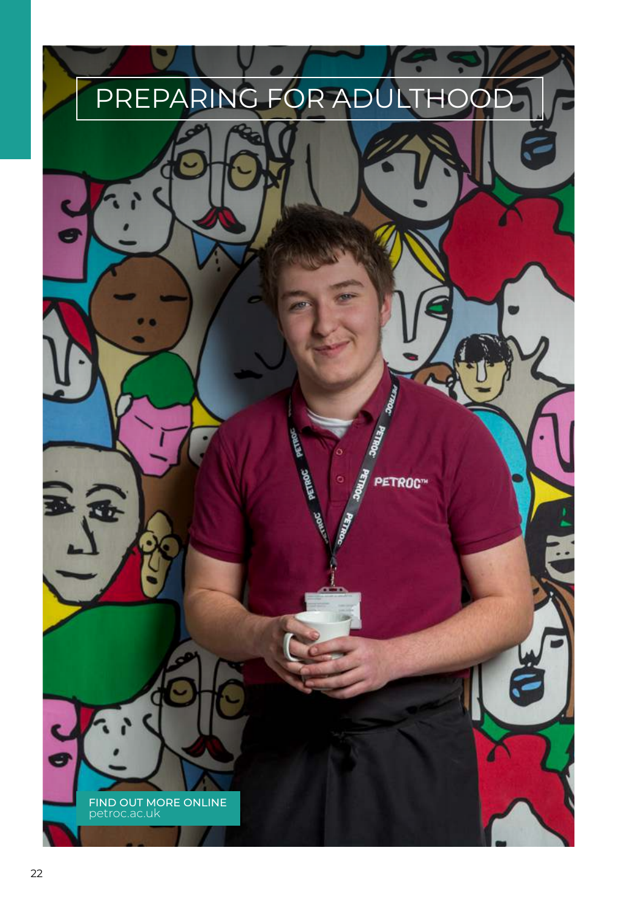# PREPARING FOR ADULTHOOD

FIND OUT MORE ONLINE
petroc.ac.uk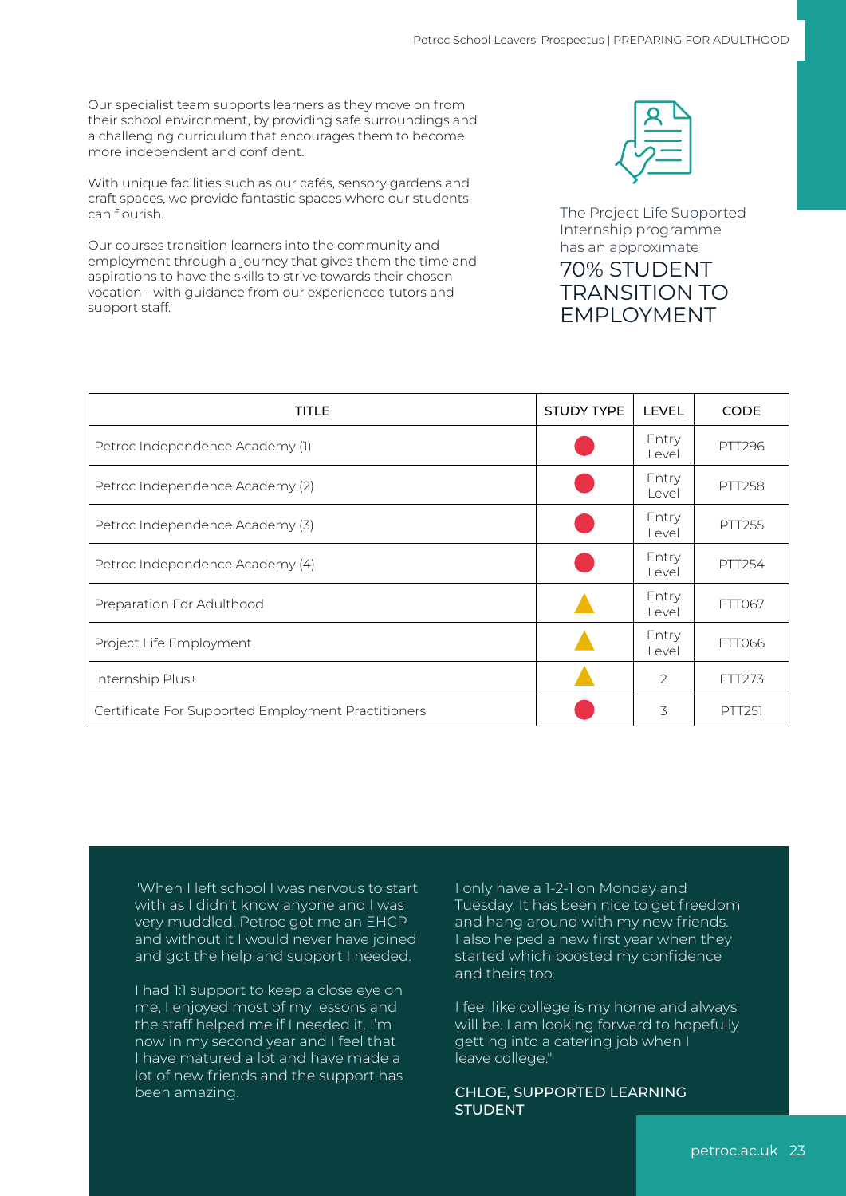Our specialist team supports learners as they move on from their school environment, by providing safe surroundings and a challenging curriculum that encourages them to become more independent and confident.

With unique facilities such as our cafés, sensory gardens and craft spaces, we provide fantastic spaces where our students can flourish.

Our courses transition learners into the community and employment through a journey that gives them the time and aspirations to have the skills to strive towards their chosen vocation - with guidance from our experienced tutors and support staff.

The Project Life Supported Internship programme has an approximate

## 70% STUDENT TRANSITION TO EMPLOYMENT

| TITLE | STUDY TYPE | LEVEL | CODE |
|---|---|---|---|
| Petroc Independence Academy (1) | ● | Entry Level | PTT296 |
| Petroc Independence Academy (2) | ● | Entry Level | PTT258 |
| Petroc Independence Academy (3) | ● | Entry Level | PTT255 |
| Petroc Independence Academy (4) | ● | Entry Level | PTT254 |
| Preparation For Adulthood | ▲ | Entry Level | FTT067 |
| Project Life Employment | ▲ | Entry Level | FTT066 |
| Internship Plus+ | ▲ | 2 | FTT273 |
| Certificate For Supported Employment Practitioners | ● | 3 | PTT251 |

"When I left school I was nervous to start with as I didn't know anyone and I was very muddled. Petroc got me an EHCP and without it I would never have joined and got the help and support I needed.

I had 1:1 support to keep a close eye on me, I enjoyed most of my lessons and the staff helped me if I needed it. I'm now in my second year and I feel that I have matured a lot and have made a lot of new friends and the support has been amazing.

I only have a 1-2-1 on Monday and Tuesday. It has been nice to get freedom and hang around with my new friends. I also helped a new first year when they started which boosted my confidence and theirs too.

I feel like college is my home and always will be. I am looking forward to hopefully getting into a catering job when I leave college."

**CHLOE, SUPPORTED LEARNING STUDENT**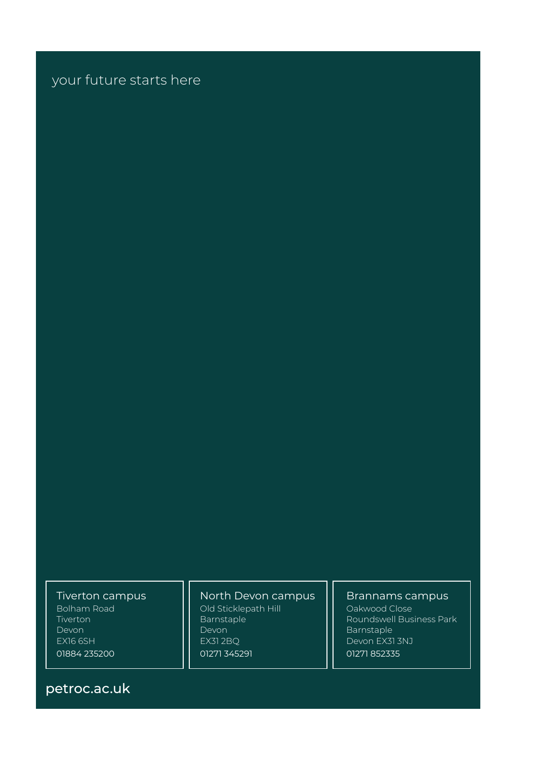your future starts here

**Tiverton campus**
Bolham Road
Tiverton
Devon
EX16 6SH
01884 235200

**North Devon campus**
Old Sticklepath Hill
Barnstaple
Devon
EX31 2BQ
01271 345291

**Brannams campus**
Oakwood Close
Roundswell Business Park
Barnstaple
Devon EX31 3NJ
01271 852335

petroc.ac.uk